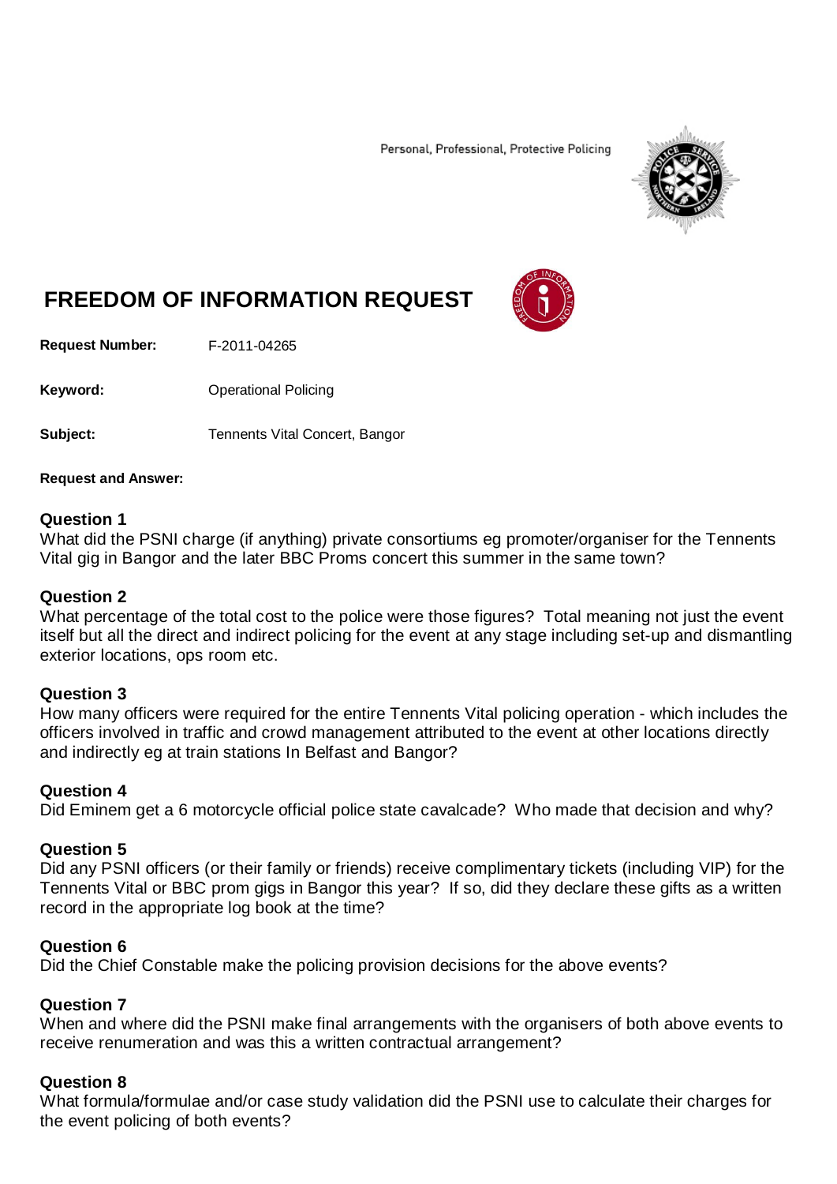Personal, Professional, Protective Policing

# FREEDOM OF INFORMATION REQUEST

**Request Number:** F-2011-04265

**Keyword:** Operational Policing

**Subject:** Tennents Vital Concert, Bangor

**Request and Answer:**

**Question 1**
What did the PSNI charge (if anything) private consortiums eg promoter/organiser for the Tennents Vital gig in Bangor and the later BBC Proms concert this summer in the same town?

**Question 2**
What percentage of the total cost to the police were those figures? Total meaning not just the event itself but all the direct and indirect policing for the event at any stage including set-up and dismantling exterior locations, ops room etc.

**Question 3**
How many officers were required for the entire Tennents Vital policing operation - which includes the officers involved in traffic and crowd management attributed to the event at other locations directly and indirectly eg at train stations In Belfast and Bangor?

**Question 4**
Did Eminem get a 6 motorcycle official police state cavalcade? Who made that decision and why?

**Question 5**
Did any PSNI officers (or their family or friends) receive complimentary tickets (including VIP) for the Tennents Vital or BBC prom gigs in Bangor this year? If so, did they declare these gifts as a written record in the appropriate log book at the time?

**Question 6**
Did the Chief Constable make the policing provision decisions for the above events?

**Question 7**
When and where did the PSNI make final arrangements with the organisers of both above events to receive renumeration and was this a written contractual arrangement?

**Question 8**
What formula/formulae and/or case study validation did the PSNI use to calculate their charges for the event policing of both events?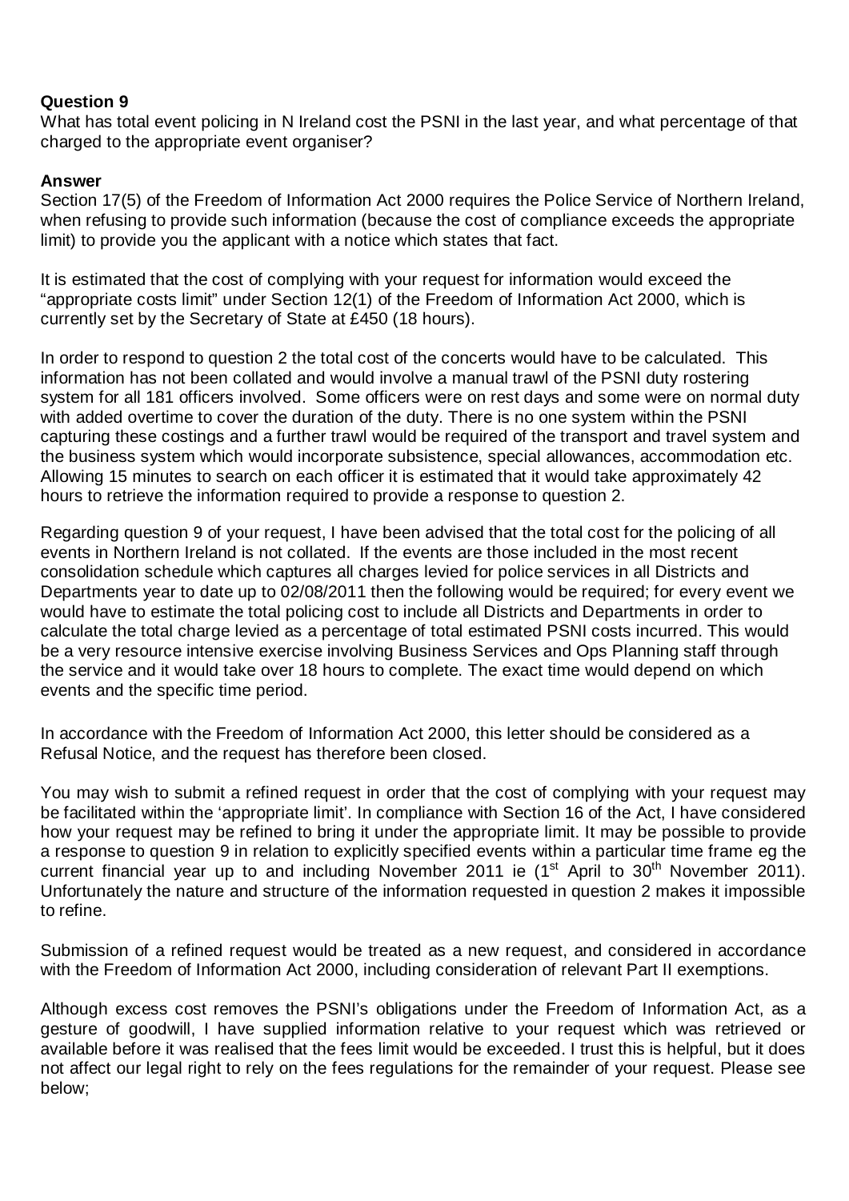**Question 9**
What has total event policing in N Ireland cost the PSNI in the last year, and what percentage of that charged to the appropriate event organiser?

**Answer**
Section 17(5) of the Freedom of Information Act 2000 requires the Police Service of Northern Ireland, when refusing to provide such information (because the cost of compliance exceeds the appropriate limit) to provide you the applicant with a notice which states that fact.

It is estimated that the cost of complying with your request for information would exceed the "appropriate costs limit" under Section 12(1) of the Freedom of Information Act 2000, which is currently set by the Secretary of State at £450 (18 hours).

In order to respond to question 2 the total cost of the concerts would have to be calculated. This information has not been collated and would involve a manual trawl of the PSNI duty rostering system for all 181 officers involved. Some officers were on rest days and some were on normal duty with added overtime to cover the duration of the duty. There is no one system within the PSNI capturing these costings and a further trawl would be required of the transport and travel system and the business system which would incorporate subsistence, special allowances, accommodation etc. Allowing 15 minutes to search on each officer it is estimated that it would take approximately 42 hours to retrieve the information required to provide a response to question 2.

Regarding question 9 of your request, I have been advised that the total cost for the policing of all events in Northern Ireland is not collated. If the events are those included in the most recent consolidation schedule which captures all charges levied for police services in all Districts and Departments year to date up to 02/08/2011 then the following would be required; for every event we would have to estimate the total policing cost to include all Districts and Departments in order to calculate the total charge levied as a percentage of total estimated PSNI costs incurred. This would be a very resource intensive exercise involving Business Services and Ops Planning staff through the service and it would take over 18 hours to complete. The exact time would depend on which events and the specific time period.

In accordance with the Freedom of Information Act 2000, this letter should be considered as a Refusal Notice, and the request has therefore been closed.

You may wish to submit a refined request in order that the cost of complying with your request may be facilitated within the 'appropriate limit'. In compliance with Section 16 of the Act, I have considered how your request may be refined to bring it under the appropriate limit. It may be possible to provide a response to question 9 in relation to explicitly specified events within a particular time frame eg the current financial year up to and including November 2011 ie (1st April to 30th November 2011). Unfortunately the nature and structure of the information requested in question 2 makes it impossible to refine.

Submission of a refined request would be treated as a new request, and considered in accordance with the Freedom of Information Act 2000, including consideration of relevant Part II exemptions.

Although excess cost removes the PSNI's obligations under the Freedom of Information Act, as a gesture of goodwill, I have supplied information relative to your request which was retrieved or available before it was realised that the fees limit would be exceeded. I trust this is helpful, but it does not affect our legal right to rely on the fees regulations for the remainder of your request. Please see below;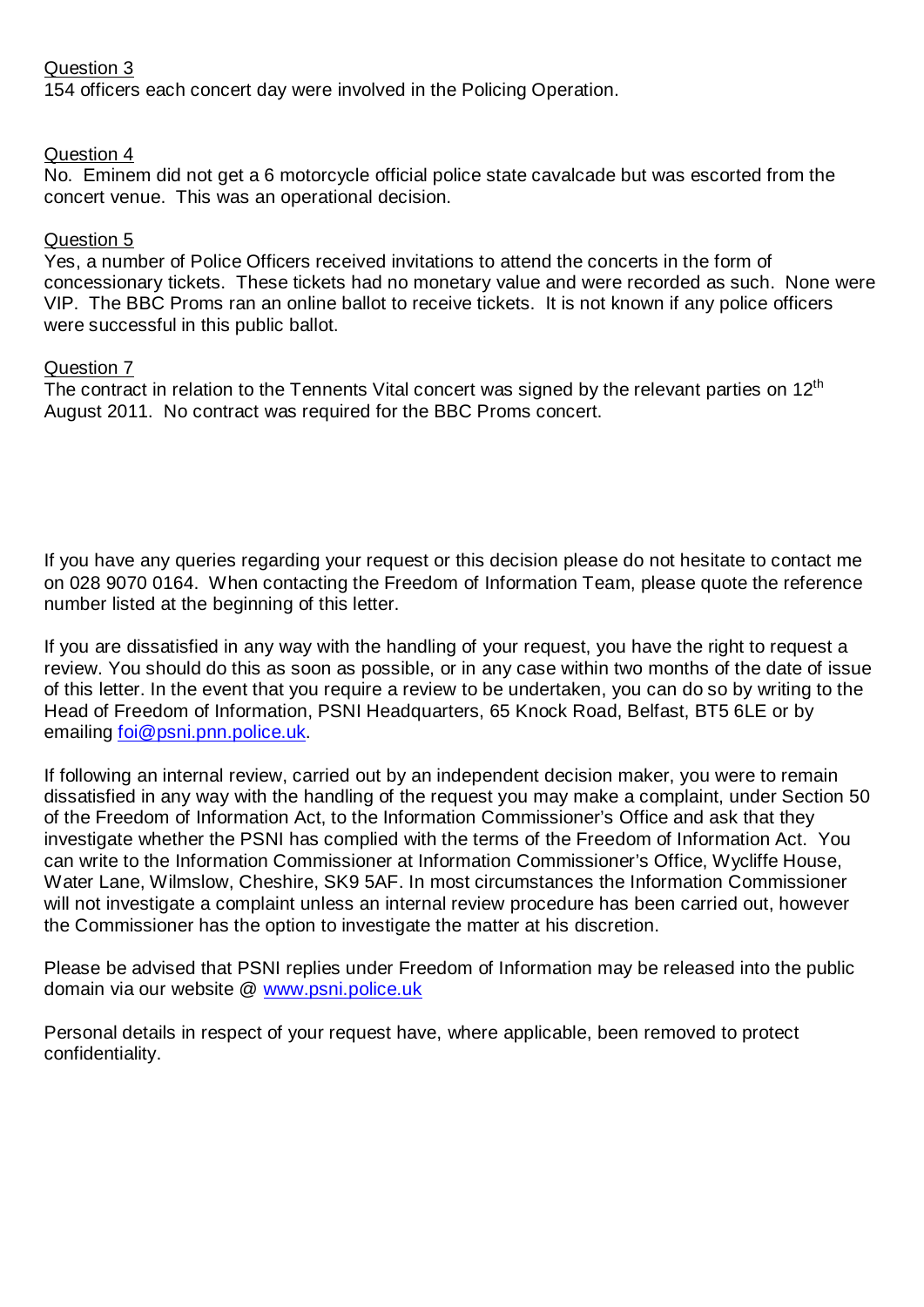Question 3

154 officers each concert day were involved in the Policing Operation.

Question 4

No. Eminem did not get a 6 motorcycle official police state cavalcade but was escorted from the concert venue. This was an operational decision.

Question 5

Yes, a number of Police Officers received invitations to attend the concerts in the form of concessionary tickets. These tickets had no monetary value and were recorded as such. None were VIP. The BBC Proms ran an online ballot to receive tickets. It is not known if any police officers were successful in this public ballot.

Question 7

The contract in relation to the Tennents Vital concert was signed by the relevant parties on 12th August 2011. No contract was required for the BBC Proms concert.

If you have any queries regarding your request or this decision please do not hesitate to contact me on 028 9070 0164. When contacting the Freedom of Information Team, please quote the reference number listed at the beginning of this letter.

If you are dissatisfied in any way with the handling of your request, you have the right to request a review. You should do this as soon as possible, or in any case within two months of the date of issue of this letter. In the event that you require a review to be undertaken, you can do so by writing to the Head of Freedom of Information, PSNI Headquarters, 65 Knock Road, Belfast, BT5 6LE or by emailing foi@psni.pnn.police.uk.

If following an internal review, carried out by an independent decision maker, you were to remain dissatisfied in any way with the handling of the request you may make a complaint, under Section 50 of the Freedom of Information Act, to the Information Commissioner's Office and ask that they investigate whether the PSNI has complied with the terms of the Freedom of Information Act. You can write to the Information Commissioner at Information Commissioner's Office, Wycliffe House, Water Lane, Wilmslow, Cheshire, SK9 5AF. In most circumstances the Information Commissioner will not investigate a complaint unless an internal review procedure has been carried out, however the Commissioner has the option to investigate the matter at his discretion.

Please be advised that PSNI replies under Freedom of Information may be released into the public domain via our website @ www.psni.police.uk

Personal details in respect of your request have, where applicable, been removed to protect confidentiality.